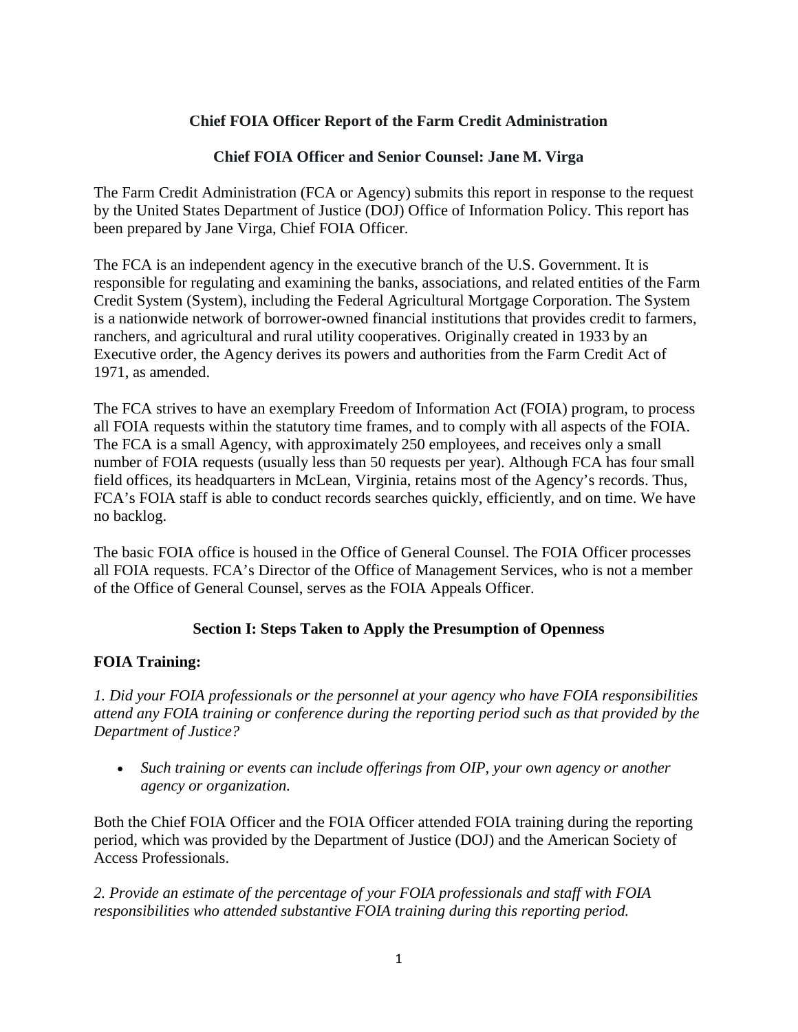# Chief FOIA Officer Report of the Farm Credit Administration

## Chief FOIA Officer and Senior Counsel: Jane M. Virga

The Farm Credit Administration (FCA or Agency) submits this report in response to the request by the United States Department of Justice (DOJ) Office of Information Policy. This report has been prepared by Jane Virga, Chief FOIA Officer.

The FCA is an independent agency in the executive branch of the U.S. Government. It is responsible for regulating and examining the banks, associations, and related entities of the Farm Credit System (System), including the Federal Agricultural Mortgage Corporation. The System is a nationwide network of borrower-owned financial institutions that provides credit to farmers, ranchers, and agricultural and rural utility cooperatives. Originally created in 1933 by an Executive order, the Agency derives its powers and authorities from the Farm Credit Act of 1971, as amended.

The FCA strives to have an exemplary Freedom of Information Act (FOIA) program, to process all FOIA requests within the statutory time frames, and to comply with all aspects of the FOIA. The FCA is a small Agency, with approximately 250 employees, and receives only a small number of FOIA requests (usually less than 50 requests per year). Although FCA has four small field offices, its headquarters in McLean, Virginia, retains most of the Agency's records. Thus, FCA's FOIA staff is able to conduct records searches quickly, efficiently, and on time. We have no backlog.

The basic FOIA office is housed in the Office of General Counsel. The FOIA Officer processes all FOIA requests. FCA's Director of the Office of Management Services, who is not a member of the Office of General Counsel, serves as the FOIA Appeals Officer.

## Section I: Steps Taken to Apply the Presumption of Openness

### FOIA Training:

*1. Did your FOIA professionals or the personnel at your agency who have FOIA responsibilities attend any FOIA training or conference during the reporting period such as that provided by the Department of Justice?*

- *Such training or events can include offerings from OIP, your own agency or another agency or organization.*

Both the Chief FOIA Officer and the FOIA Officer attended FOIA training during the reporting period, which was provided by the Department of Justice (DOJ) and the American Society of Access Professionals.

*2. Provide an estimate of the percentage of your FOIA professionals and staff with FOIA responsibilities who attended substantive FOIA training during this reporting period.*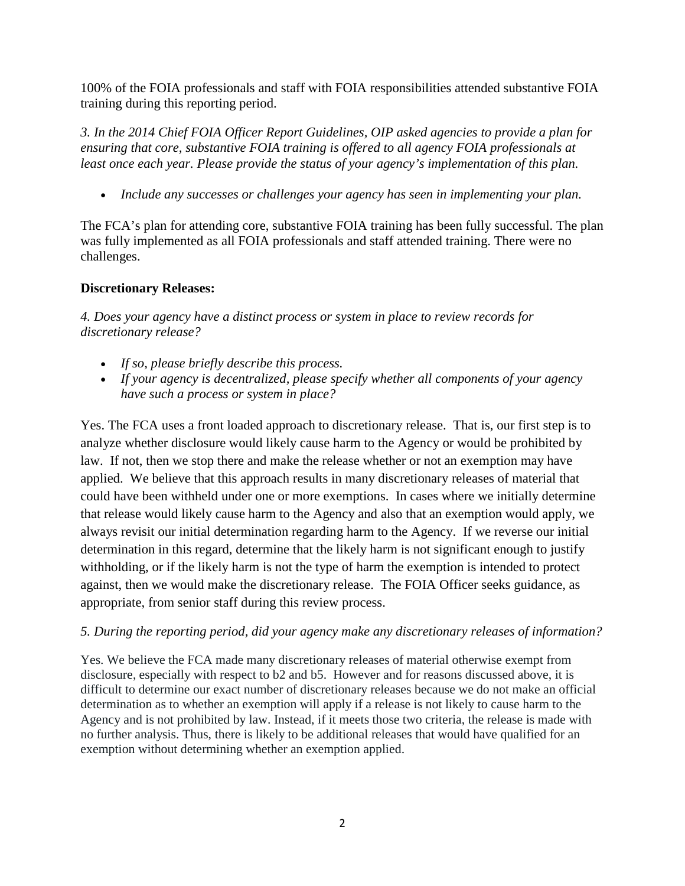100% of the FOIA professionals and staff with FOIA responsibilities attended substantive FOIA training during this reporting period.

*3. In the 2014 Chief FOIA Officer Report Guidelines, OIP asked agencies to provide a plan for ensuring that core, substantive FOIA training is offered to all agency FOIA professionals at least once each year. Please provide the status of your agency's implementation of this plan.*

- *Include any successes or challenges your agency has seen in implementing your plan.*

The FCA's plan for attending core, substantive FOIA training has been fully successful. The plan was fully implemented as all FOIA professionals and staff attended training. There were no challenges.

**Discretionary Releases:**

*4. Does your agency have a distinct process or system in place to review records for discretionary release?*

- *If so, please briefly describe this process.*
- *If your agency is decentralized, please specify whether all components of your agency have such a process or system in place?*

Yes. The FCA uses a front loaded approach to discretionary release. That is, our first step is to analyze whether disclosure would likely cause harm to the Agency or would be prohibited by law. If not, then we stop there and make the release whether or not an exemption may have applied. We believe that this approach results in many discretionary releases of material that could have been withheld under one or more exemptions. In cases where we initially determine that release would likely cause harm to the Agency and also that an exemption would apply, we always revisit our initial determination regarding harm to the Agency. If we reverse our initial determination in this regard, determine that the likely harm is not significant enough to justify withholding, or if the likely harm is not the type of harm the exemption is intended to protect against, then we would make the discretionary release. The FOIA Officer seeks guidance, as appropriate, from senior staff during this review process.

*5. During the reporting period, did your agency make any discretionary releases of information?*

Yes. We believe the FCA made many discretionary releases of material otherwise exempt from disclosure, especially with respect to b2 and b5. However and for reasons discussed above, it is difficult to determine our exact number of discretionary releases because we do not make an official determination as to whether an exemption will apply if a release is not likely to cause harm to the Agency and is not prohibited by law. Instead, if it meets those two criteria, the release is made with no further analysis. Thus, there is likely to be additional releases that would have qualified for an exemption without determining whether an exemption applied.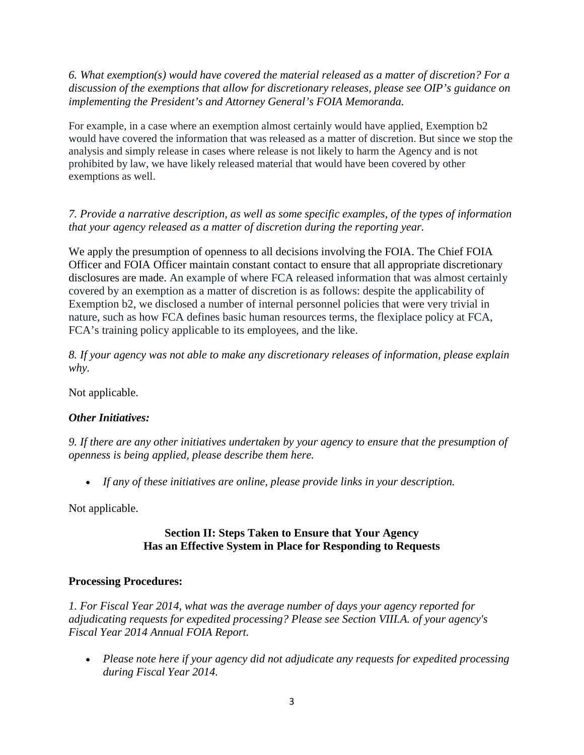*6. What exemption(s) would have covered the material released as a matter of discretion? For a discussion of the exemptions that allow for discretionary releases, please see OIP's guidance on implementing the President's and Attorney General's FOIA Memoranda.*

For example, in a case where an exemption almost certainly would have applied, Exemption b2 would have covered the information that was released as a matter of discretion. But since we stop the analysis and simply release in cases where release is not likely to harm the Agency and is not prohibited by law, we have likely released material that would have been covered by other exemptions as well.

*7. Provide a narrative description, as well as some specific examples, of the types of information that your agency released as a matter of discretion during the reporting year.*

We apply the presumption of openness to all decisions involving the FOIA. The Chief FOIA Officer and FOIA Officer maintain constant contact to ensure that all appropriate discretionary disclosures are made. An example of where FCA released information that was almost certainly covered by an exemption as a matter of discretion is as follows: despite the applicability of Exemption b2, we disclosed a number of internal personnel policies that were very trivial in nature, such as how FCA defines basic human resources terms, the flexiplace policy at FCA, FCA's training policy applicable to its employees, and the like.

*8. If your agency was not able to make any discretionary releases of information, please explain why.*

Not applicable.

***Other Initiatives:***

*9. If there are any other initiatives undertaken by your agency to ensure that the presumption of openness is being applied, please describe them here.*

- *If any of these initiatives are online, please provide links in your description.*

Not applicable.

## Section II: Steps Taken to Ensure that Your Agency Has an Effective System in Place for Responding to Requests

**Processing Procedures:**

*1. For Fiscal Year 2014, what was the average number of days your agency reported for adjudicating requests for expedited processing? Please see Section VIII.A. of your agency's Fiscal Year 2014 Annual FOIA Report.*

- *Please note here if your agency did not adjudicate any requests for expedited processing during Fiscal Year 2014.*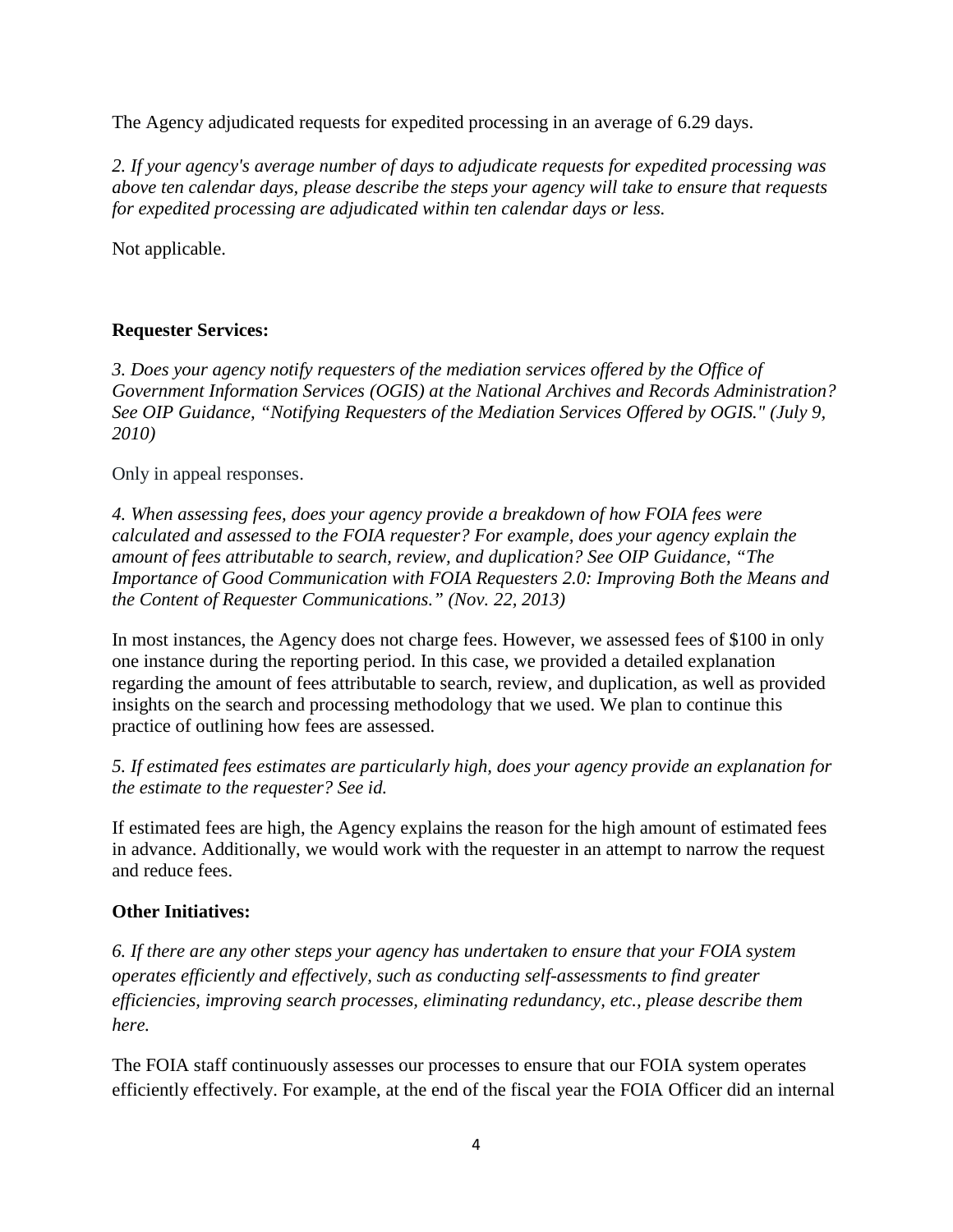The Agency adjudicated requests for expedited processing in an average of 6.29 days.

*2. If your agency's average number of days to adjudicate requests for expedited processing was above ten calendar days, please describe the steps your agency will take to ensure that requests for expedited processing are adjudicated within ten calendar days or less.*

Not applicable.

**Requester Services:**

*3. Does your agency notify requesters of the mediation services offered by the Office of Government Information Services (OGIS) at the National Archives and Records Administration? See OIP Guidance, "Notifying Requesters of the Mediation Services Offered by OGIS." (July 9, 2010)*

Only in appeal responses.

*4. When assessing fees, does your agency provide a breakdown of how FOIA fees were calculated and assessed to the FOIA requester? For example, does your agency explain the amount of fees attributable to search, review, and duplication? See OIP Guidance, "The Importance of Good Communication with FOIA Requesters 2.0: Improving Both the Means and the Content of Requester Communications." (Nov. 22, 2013)*

In most instances, the Agency does not charge fees. However, we assessed fees of $100 in only one instance during the reporting period. In this case, we provided a detailed explanation regarding the amount of fees attributable to search, review, and duplication, as well as provided insights on the search and processing methodology that we used. We plan to continue this practice of outlining how fees are assessed.

*5. If estimated fees estimates are particularly high, does your agency provide an explanation for the estimate to the requester? See id.*

If estimated fees are high, the Agency explains the reason for the high amount of estimated fees in advance. Additionally, we would work with the requester in an attempt to narrow the request and reduce fees.

**Other Initiatives:**

*6. If there are any other steps your agency has undertaken to ensure that your FOIA system operates efficiently and effectively, such as conducting self-assessments to find greater efficiencies, improving search processes, eliminating redundancy, etc., please describe them here.*

The FOIA staff continuously assesses our processes to ensure that our FOIA system operates efficiently effectively. For example, at the end of the fiscal year the FOIA Officer did an internal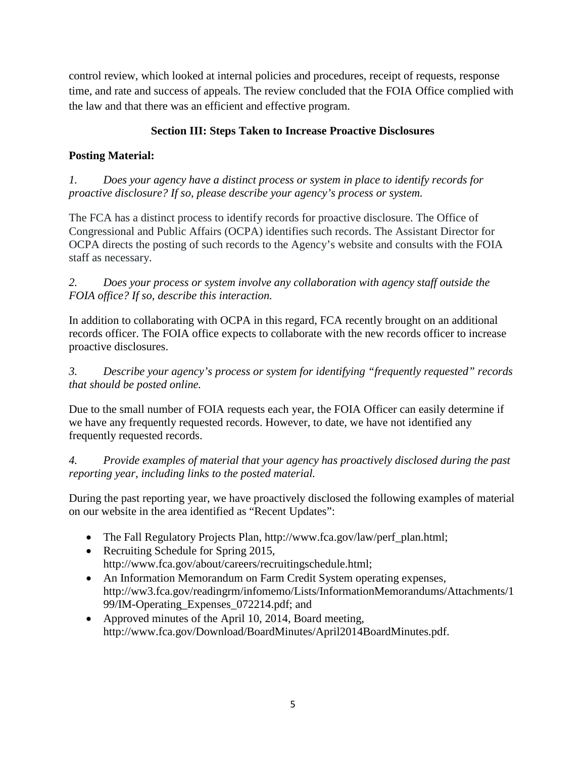control review, which looked at internal policies and procedures, receipt of requests, response time, and rate and success of appeals. The review concluded that the FOIA Office complied with the law and that there was an efficient and effective program.

## Section III: Steps Taken to Increase Proactive Disclosures

**Posting Material:**

*1. Does your agency have a distinct process or system in place to identify records for proactive disclosure? If so, please describe your agency's process or system.*

The FCA has a distinct process to identify records for proactive disclosure. The Office of Congressional and Public Affairs (OCPA) identifies such records. The Assistant Director for OCPA directs the posting of such records to the Agency's website and consults with the FOIA staff as necessary.

*2. Does your process or system involve any collaboration with agency staff outside the FOIA office? If so, describe this interaction.*

In addition to collaborating with OCPA in this regard, FCA recently brought on an additional records officer. The FOIA office expects to collaborate with the new records officer to increase proactive disclosures.

*3. Describe your agency's process or system for identifying "frequently requested" records that should be posted online.*

Due to the small number of FOIA requests each year, the FOIA Officer can easily determine if we have any frequently requested records. However, to date, we have not identified any frequently requested records.

*4. Provide examples of material that your agency has proactively disclosed during the past reporting year, including links to the posted material.*

During the past reporting year, we have proactively disclosed the following examples of material on our website in the area identified as "Recent Updates":

- The Fall Regulatory Projects Plan, http://www.fca.gov/law/perf_plan.html;
- Recruiting Schedule for Spring 2015, http://www.fca.gov/about/careers/recruitingschedule.html;
- An Information Memorandum on Farm Credit System operating expenses, http://ww3.fca.gov/readingrm/infomemo/Lists/InformationMemorandums/Attachments/199/IM-Operating_Expenses_072214.pdf; and
- Approved minutes of the April 10, 2014, Board meeting, http://www.fca.gov/Download/BoardMinutes/April2014BoardMinutes.pdf.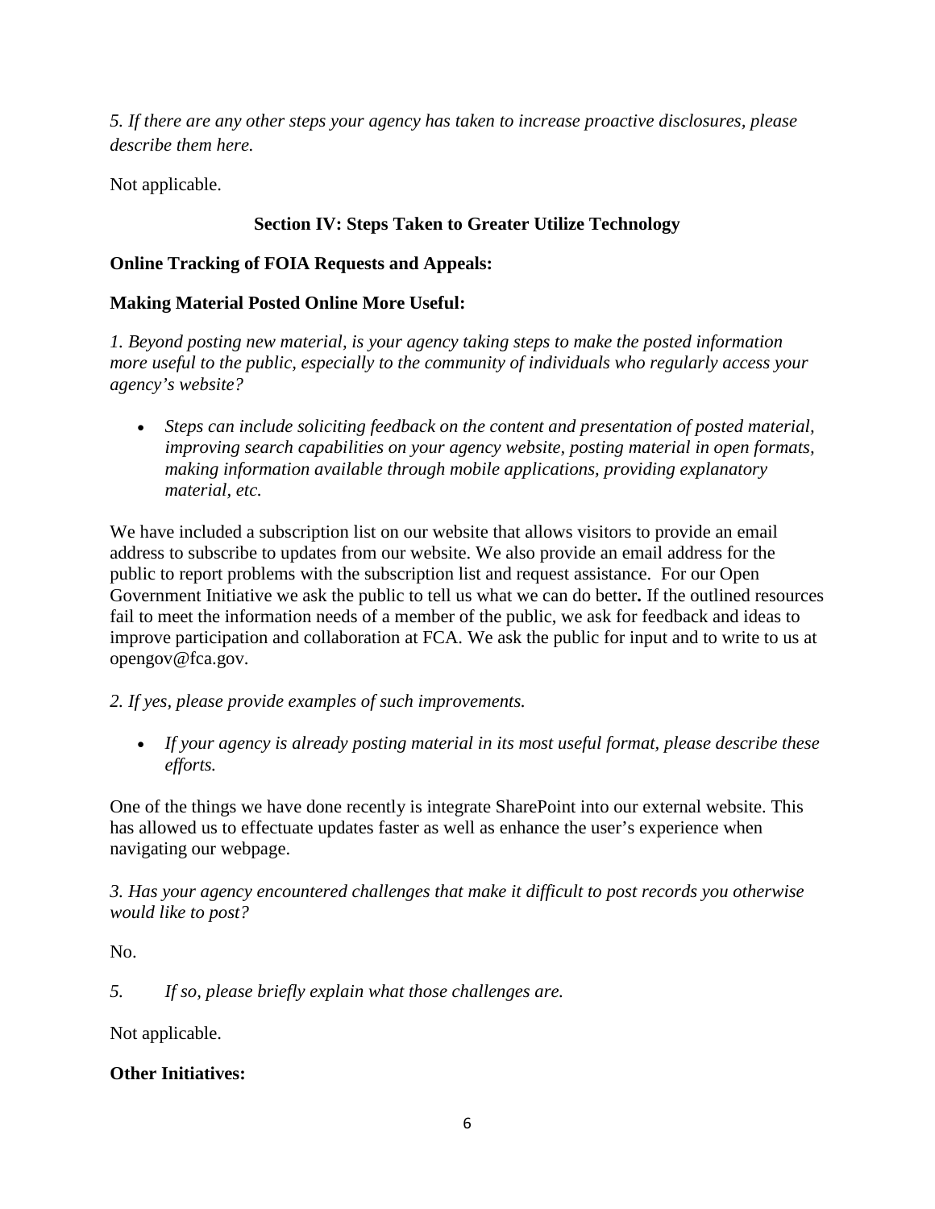*5. If there are any other steps your agency has taken to increase proactive disclosures, please describe them here.*

Not applicable.

## Section IV: Steps Taken to Greater Utilize Technology

**Online Tracking of FOIA Requests and Appeals:**

**Making Material Posted Online More Useful:**

*1. Beyond posting new material, is your agency taking steps to make the posted information more useful to the public, especially to the community of individuals who regularly access your agency's website?*

- *Steps can include soliciting feedback on the content and presentation of posted material, improving search capabilities on your agency website, posting material in open formats, making information available through mobile applications, providing explanatory material, etc.*

We have included a subscription list on our website that allows visitors to provide an email address to subscribe to updates from our website. We also provide an email address for the public to report problems with the subscription list and request assistance. For our Open Government Initiative we ask the public to tell us what we can do better**.** If the outlined resources fail to meet the information needs of a member of the public, we ask for feedback and ideas to improve participation and collaboration at FCA. We ask the public for input and to write to us at opengov@fca.gov.

*2. If yes, please provide examples of such improvements.*

- *If your agency is already posting material in its most useful format, please describe these efforts.*

One of the things we have done recently is integrate SharePoint into our external website. This has allowed us to effectuate updates faster as well as enhance the user's experience when navigating our webpage.

*3. Has your agency encountered challenges that make it difficult to post records you otherwise would like to post?*

No.

*5. If so, please briefly explain what those challenges are.*

Not applicable.

**Other Initiatives:**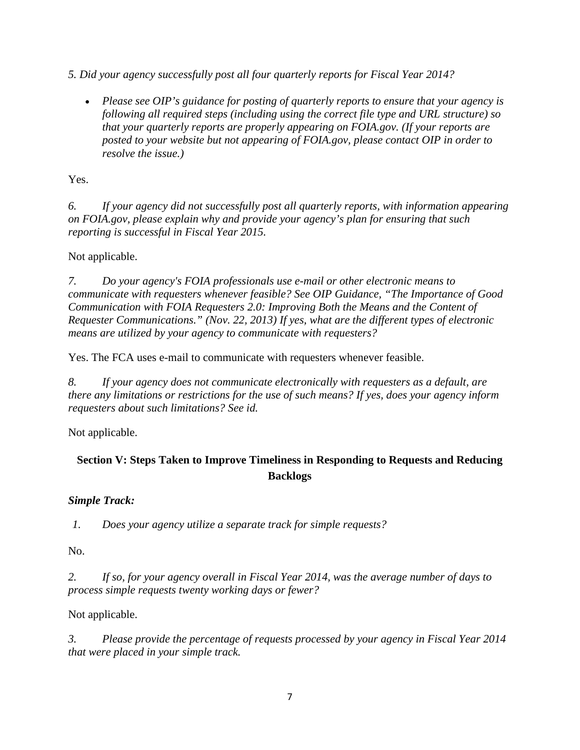*5. Did your agency successfully post all four quarterly reports for Fiscal Year 2014?*

- *Please see OIP's guidance for posting of quarterly reports to ensure that your agency is following all required steps (including using the correct file type and URL structure) so that your quarterly reports are properly appearing on FOIA.gov. (If your reports are posted to your website but not appearing of FOIA.gov, please contact OIP in order to resolve the issue.)*

Yes.

*6. If your agency did not successfully post all quarterly reports, with information appearing on FOIA.gov, please explain why and provide your agency's plan for ensuring that such reporting is successful in Fiscal Year 2015.*

Not applicable.

*7. Do your agency's FOIA professionals use e-mail or other electronic means to communicate with requesters whenever feasible? See OIP Guidance, "The Importance of Good Communication with FOIA Requesters 2.0: Improving Both the Means and the Content of Requester Communications." (Nov. 22, 2013) If yes, what are the different types of electronic means are utilized by your agency to communicate with requesters?*

Yes. The FCA uses e-mail to communicate with requesters whenever feasible.

*8. If your agency does not communicate electronically with requesters as a default, are there any limitations or restrictions for the use of such means? If yes, does your agency inform requesters about such limitations? See id.*

Not applicable.

## Section V: Steps Taken to Improve Timeliness in Responding to Requests and Reducing Backlogs

***Simple Track:***

*1. Does your agency utilize a separate track for simple requests?*

No.

*2. If so, for your agency overall in Fiscal Year 2014, was the average number of days to process simple requests twenty working days or fewer?*

Not applicable.

*3. Please provide the percentage of requests processed by your agency in Fiscal Year 2014 that were placed in your simple track.*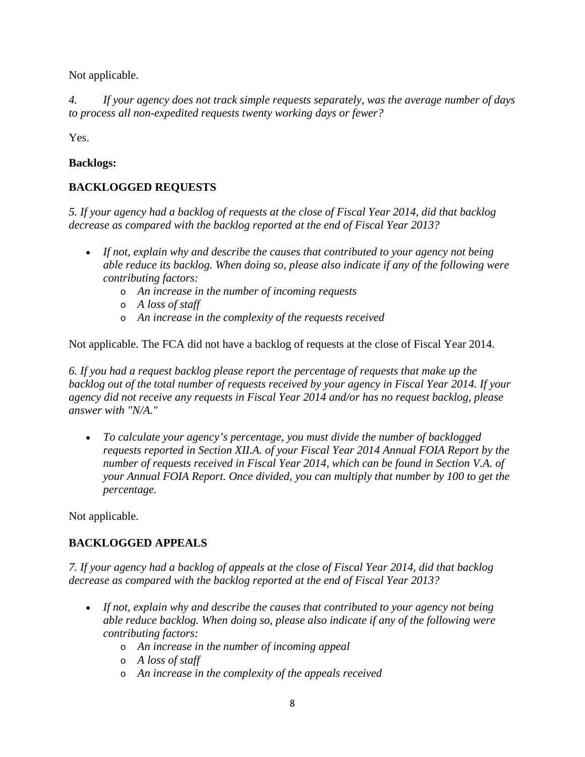Not applicable.

*4. If your agency does not track simple requests separately, was the average number of days to process all non-expedited requests twenty working days or fewer?*

Yes.

**Backlogs:**

**BACKLOGGED REQUESTS**

*5. If your agency had a backlog of requests at the close of Fiscal Year 2014, did that backlog decrease as compared with the backlog reported at the end of Fiscal Year 2013?*

- *If not, explain why and describe the causes that contributed to your agency not being able reduce its backlog. When doing so, please also indicate if any of the following were contributing factors:*
    - *An increase in the number of incoming requests*
    - *A loss of staff*
    - *An increase in the complexity of the requests received*

Not applicable. The FCA did not have a backlog of requests at the close of Fiscal Year 2014.

*6. If you had a request backlog please report the percentage of requests that make up the backlog out of the total number of requests received by your agency in Fiscal Year 2014. If your agency did not receive any requests in Fiscal Year 2014 and/or has no request backlog, please answer with "N/A."*

- *To calculate your agency's percentage, you must divide the number of backlogged requests reported in Section XII.A. of your Fiscal Year 2014 Annual FOIA Report by the number of requests received in Fiscal Year 2014, which can be found in Section V.A. of your Annual FOIA Report. Once divided, you can multiply that number by 100 to get the percentage.*

Not applicable.

**BACKLOGGED APPEALS**

*7. If your agency had a backlog of appeals at the close of Fiscal Year 2014, did that backlog decrease as compared with the backlog reported at the end of Fiscal Year 2013?*

- *If not, explain why and describe the causes that contributed to your agency not being able reduce backlog. When doing so, please also indicate if any of the following were contributing factors:*
    - *An increase in the number of incoming appeal*
    - *A loss of staff*
    - *An increase in the complexity of the appeals received*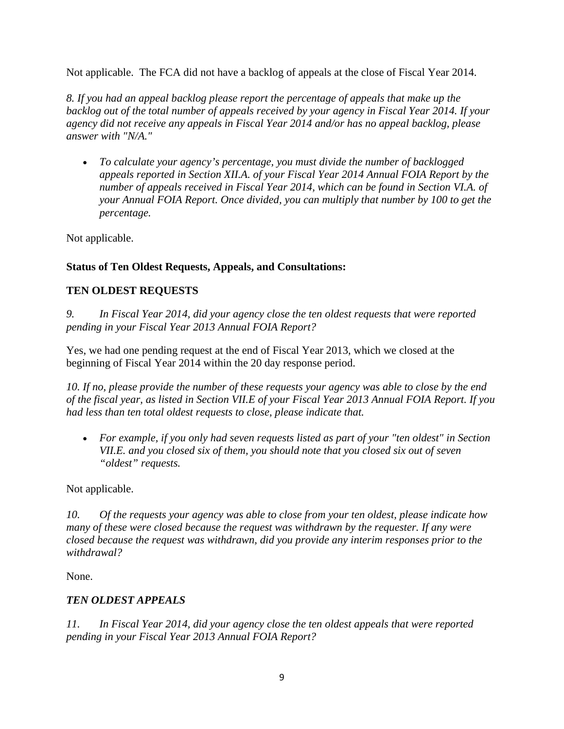Not applicable. The FCA did not have a backlog of appeals at the close of Fiscal Year 2014.

*8. If you had an appeal backlog please report the percentage of appeals that make up the backlog out of the total number of appeals received by your agency in Fiscal Year 2014. If your agency did not receive any appeals in Fiscal Year 2014 and/or has no appeal backlog, please answer with "N/A."*

- *To calculate your agency's percentage, you must divide the number of backlogged appeals reported in Section XII.A. of your Fiscal Year 2014 Annual FOIA Report by the number of appeals received in Fiscal Year 2014, which can be found in Section VI.A. of your Annual FOIA Report. Once divided, you can multiply that number by 100 to get the percentage.*

Not applicable.

**Status of Ten Oldest Requests, Appeals, and Consultations:**

**TEN OLDEST REQUESTS**

*9. In Fiscal Year 2014, did your agency close the ten oldest requests that were reported pending in your Fiscal Year 2013 Annual FOIA Report?*

Yes, we had one pending request at the end of Fiscal Year 2013, which we closed at the beginning of Fiscal Year 2014 within the 20 day response period.

*10. If no, please provide the number of these requests your agency was able to close by the end of the fiscal year, as listed in Section VII.E of your Fiscal Year 2013 Annual FOIA Report. If you had less than ten total oldest requests to close, please indicate that.*

- *For example, if you only had seven requests listed as part of your "ten oldest" in Section VII.E. and you closed six of them, you should note that you closed six out of seven "oldest" requests.*

Not applicable.

*10. Of the requests your agency was able to close from your ten oldest, please indicate how many of these were closed because the request was withdrawn by the requester. If any were closed because the request was withdrawn, did you provide any interim responses prior to the withdrawal?*

None.

***TEN OLDEST APPEALS***

*11. In Fiscal Year 2014, did your agency close the ten oldest appeals that were reported pending in your Fiscal Year 2013 Annual FOIA Report?*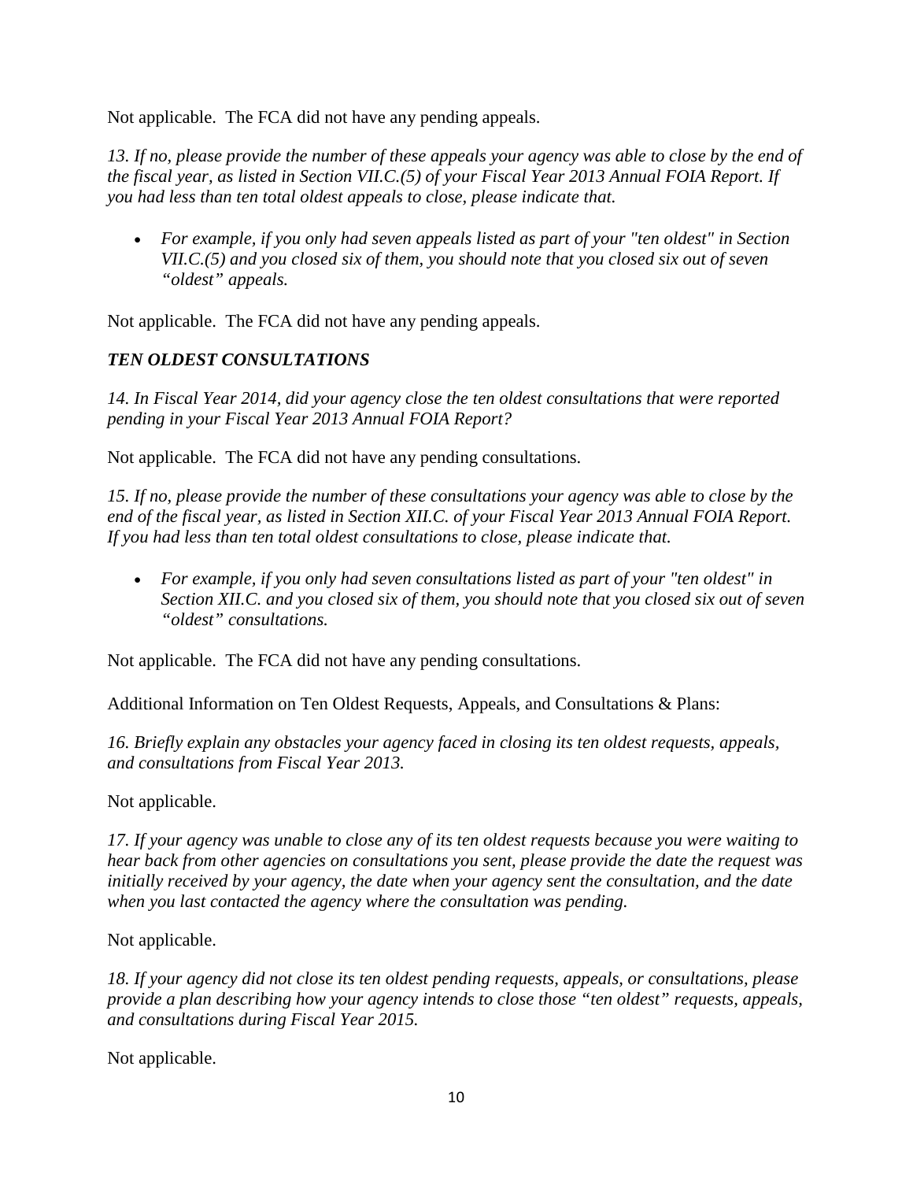Not applicable. The FCA did not have any pending appeals.

*13. If no, please provide the number of these appeals your agency was able to close by the end of the fiscal year, as listed in Section VII.C.(5) of your Fiscal Year 2013 Annual FOIA Report. If you had less than ten total oldest appeals to close, please indicate that.*

- *For example, if you only had seven appeals listed as part of your "ten oldest" in Section VII.C.(5) and you closed six of them, you should note that you closed six out of seven "oldest" appeals.*

Not applicable. The FCA did not have any pending appeals.

### *TEN OLDEST CONSULTATIONS*

*14. In Fiscal Year 2014, did your agency close the ten oldest consultations that were reported pending in your Fiscal Year 2013 Annual FOIA Report?*

Not applicable. The FCA did not have any pending consultations.

*15. If no, please provide the number of these consultations your agency was able to close by the end of the fiscal year, as listed in Section XII.C. of your Fiscal Year 2013 Annual FOIA Report. If you had less than ten total oldest consultations to close, please indicate that.*

- *For example, if you only had seven consultations listed as part of your "ten oldest" in Section XII.C. and you closed six of them, you should note that you closed six out of seven "oldest" consultations.*

Not applicable. The FCA did not have any pending consultations.

Additional Information on Ten Oldest Requests, Appeals, and Consultations & Plans:

*16. Briefly explain any obstacles your agency faced in closing its ten oldest requests, appeals, and consultations from Fiscal Year 2013.*

Not applicable.

*17. If your agency was unable to close any of its ten oldest requests because you were waiting to hear back from other agencies on consultations you sent, please provide the date the request was initially received by your agency, the date when your agency sent the consultation, and the date when you last contacted the agency where the consultation was pending.*

Not applicable.

*18. If your agency did not close its ten oldest pending requests, appeals, or consultations, please provide a plan describing how your agency intends to close those "ten oldest" requests, appeals, and consultations during Fiscal Year 2015.*

Not applicable.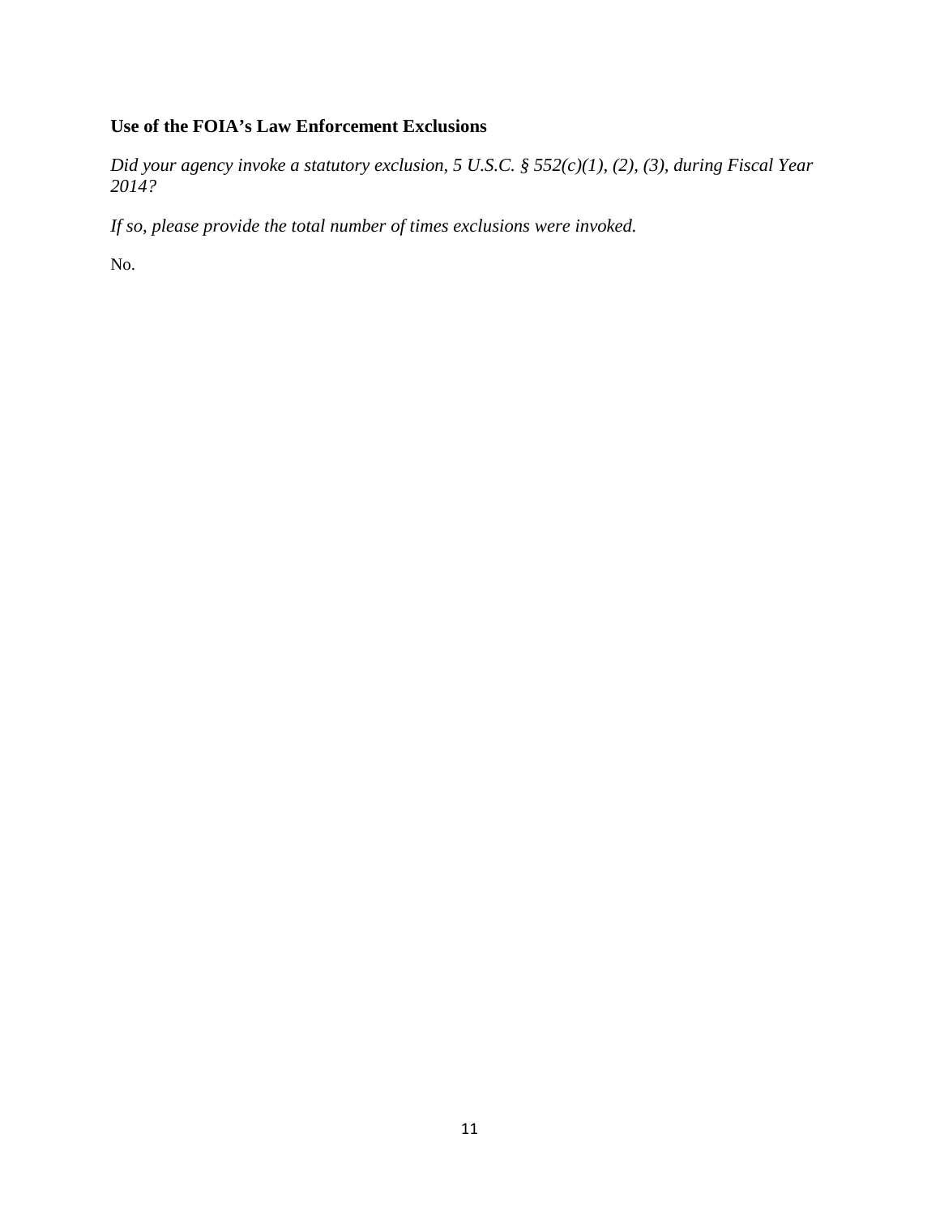**Use of the FOIA's Law Enforcement Exclusions**

*Did your agency invoke a statutory exclusion, 5 U.S.C. § 552(c)(1), (2), (3), during Fiscal Year 2014?*

*If so, please provide the total number of times exclusions were invoked.*

No.